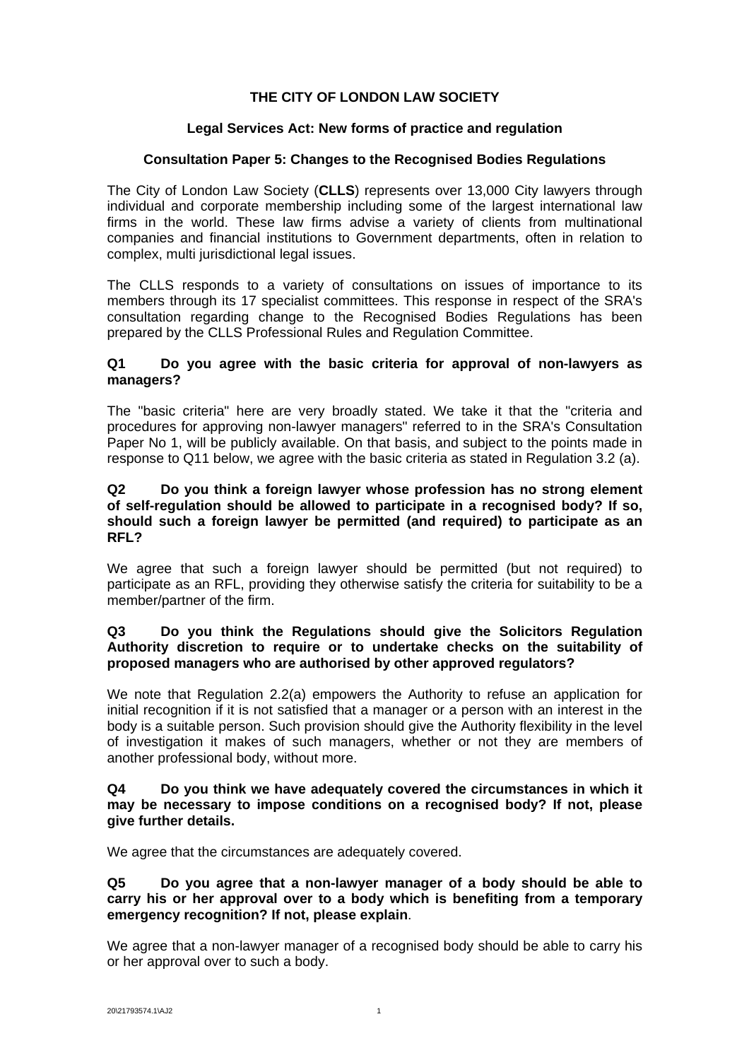**THE CITY OF LONDON LAW SOCIETY**

**Legal Services Act: New forms of practice and regulation**

**Consultation Paper 5: Changes to the Recognised Bodies Regulations**

The City of London Law Society (**CLLS**) represents over 13,000 City lawyers through individual and corporate membership including some of the largest international law firms in the world. These law firms advise a variety of clients from multinational companies and financial institutions to Government departments, often in relation to complex, multi jurisdictional legal issues.

The CLLS responds to a variety of consultations on issues of importance to its members through its 17 specialist committees. This response in respect of the SRA's consultation regarding change to the Recognised Bodies Regulations has been prepared by the CLLS Professional Rules and Regulation Committee.

**Q1 Do you agree with the basic criteria for approval of non-lawyers as managers?**

The "basic criteria" here are very broadly stated. We take it that the "criteria and procedures for approving non-lawyer managers" referred to in the SRA's Consultation Paper No 1, will be publicly available. On that basis, and subject to the points made in response to Q11 below, we agree with the basic criteria as stated in Regulation 3.2 (a).

**Q2 Do you think a foreign lawyer whose profession has no strong element of self-regulation should be allowed to participate in a recognised body? If so, should such a foreign lawyer be permitted (and required) to participate as an RFL?**

We agree that such a foreign lawyer should be permitted (but not required) to participate as an RFL, providing they otherwise satisfy the criteria for suitability to be a member/partner of the firm.

**Q3 Do you think the Regulations should give the Solicitors Regulation Authority discretion to require or to undertake checks on the suitability of proposed managers who are authorised by other approved regulators?**

We note that Regulation 2.2(a) empowers the Authority to refuse an application for initial recognition if it is not satisfied that a manager or a person with an interest in the body is a suitable person. Such provision should give the Authority flexibility in the level of investigation it makes of such managers, whether or not they are members of another professional body, without more.

**Q4 Do you think we have adequately covered the circumstances in which it may be necessary to impose conditions on a recognised body? If not, please give further details.**

We agree that the circumstances are adequately covered.

**Q5 Do you agree that a non-lawyer manager of a body should be able to carry his or her approval over to a body which is benefiting from a temporary emergency recognition? If not, please explain**.

We agree that a non-lawyer manager of a recognised body should be able to carry his or her approval over to such a body.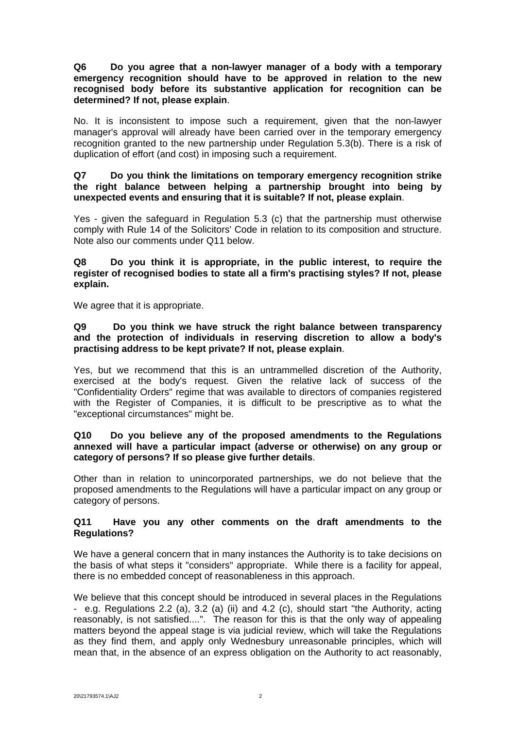**Q6 Do you agree that a non-lawyer manager of a body with a temporary emergency recognition should have to be approved in relation to the new recognised body before its substantive application for recognition can be determined? If not, please explain**.

No. It is inconsistent to impose such a requirement, given that the non-lawyer manager's approval will already have been carried over in the temporary emergency recognition granted to the new partnership under Regulation 5.3(b). There is a risk of duplication of effort (and cost) in imposing such a requirement.

**Q7 Do you think the limitations on temporary emergency recognition strike the right balance between helping a partnership brought into being by unexpected events and ensuring that it is suitable? If not, please explain**.

Yes - given the safeguard in Regulation 5.3 (c) that the partnership must otherwise comply with Rule 14 of the Solicitors' Code in relation to its composition and structure. Note also our comments under Q11 below.

**Q8 Do you think it is appropriate, in the public interest, to require the register of recognised bodies to state all a firm's practising styles? If not, please explain.**

We agree that it is appropriate.

**Q9 Do you think we have struck the right balance between transparency and the protection of individuals in reserving discretion to allow a body's practising address to be kept private? If not, please explain**.

Yes, but we recommend that this is an untrammelled discretion of the Authority, exercised at the body's request. Given the relative lack of success of the "Confidentiality Orders" regime that was available to directors of companies registered with the Register of Companies, it is difficult to be prescriptive as to what the "exceptional circumstances" might be.

**Q10 Do you believe any of the proposed amendments to the Regulations annexed will have a particular impact (adverse or otherwise) on any group or category of persons? If so please give further details**.

Other than in relation to unincorporated partnerships, we do not believe that the proposed amendments to the Regulations will have a particular impact on any group or category of persons.

**Q11 Have you any other comments on the draft amendments to the Regulations?**

We have a general concern that in many instances the Authority is to take decisions on the basis of what steps it "considers" appropriate. While there is a facility for appeal, there is no embedded concept of reasonableness in this approach.

We believe that this concept should be introduced in several places in the Regulations - e.g. Regulations 2.2 (a), 3.2 (a) (ii) and 4.2 (c), should start "the Authority, acting reasonably, is not satisfied....". The reason for this is that the only way of appealing matters beyond the appeal stage is via judicial review, which will take the Regulations as they find them, and apply only Wednesbury unreasonable principles, which will mean that, in the absence of an express obligation on the Authority to act reasonably,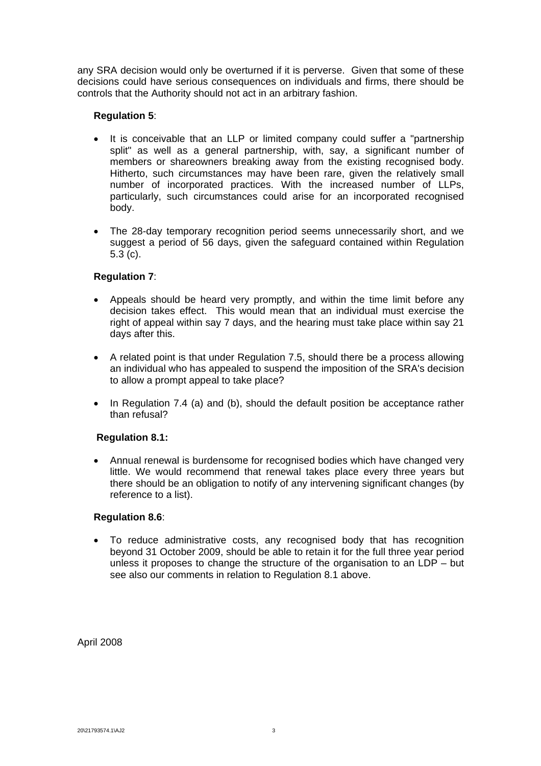any SRA decision would only be overturned if it is perverse. Given that some of these decisions could have serious consequences on individuals and firms, there should be controls that the Authority should not act in an arbitrary fashion.

**Regulation 5**:

- It is conceivable that an LLP or limited company could suffer a "partnership split" as well as a general partnership, with, say, a significant number of members or shareowners breaking away from the existing recognised body. Hitherto, such circumstances may have been rare, given the relatively small number of incorporated practices. With the increased number of LLPs, particularly, such circumstances could arise for an incorporated recognised body.
- The 28-day temporary recognition period seems unnecessarily short, and we suggest a period of 56 days, given the safeguard contained within Regulation 5.3 (c).

**Regulation 7**:

- Appeals should be heard very promptly, and within the time limit before any decision takes effect. This would mean that an individual must exercise the right of appeal within say 7 days, and the hearing must take place within say 21 days after this.
- A related point is that under Regulation 7.5, should there be a process allowing an individual who has appealed to suspend the imposition of the SRA's decision to allow a prompt appeal to take place?
- In Regulation 7.4 (a) and (b), should the default position be acceptance rather than refusal?

**Regulation 8.1:**

- Annual renewal is burdensome for recognised bodies which have changed very little. We would recommend that renewal takes place every three years but there should be an obligation to notify of any intervening significant changes (by reference to a list).

**Regulation 8.6**:

- To reduce administrative costs, any recognised body that has recognition beyond 31 October 2009, should be able to retain it for the full three year period unless it proposes to change the structure of the organisation to an LDP – but see also our comments in relation to Regulation 8.1 above.

April 2008

20\21793574.1\AJ2